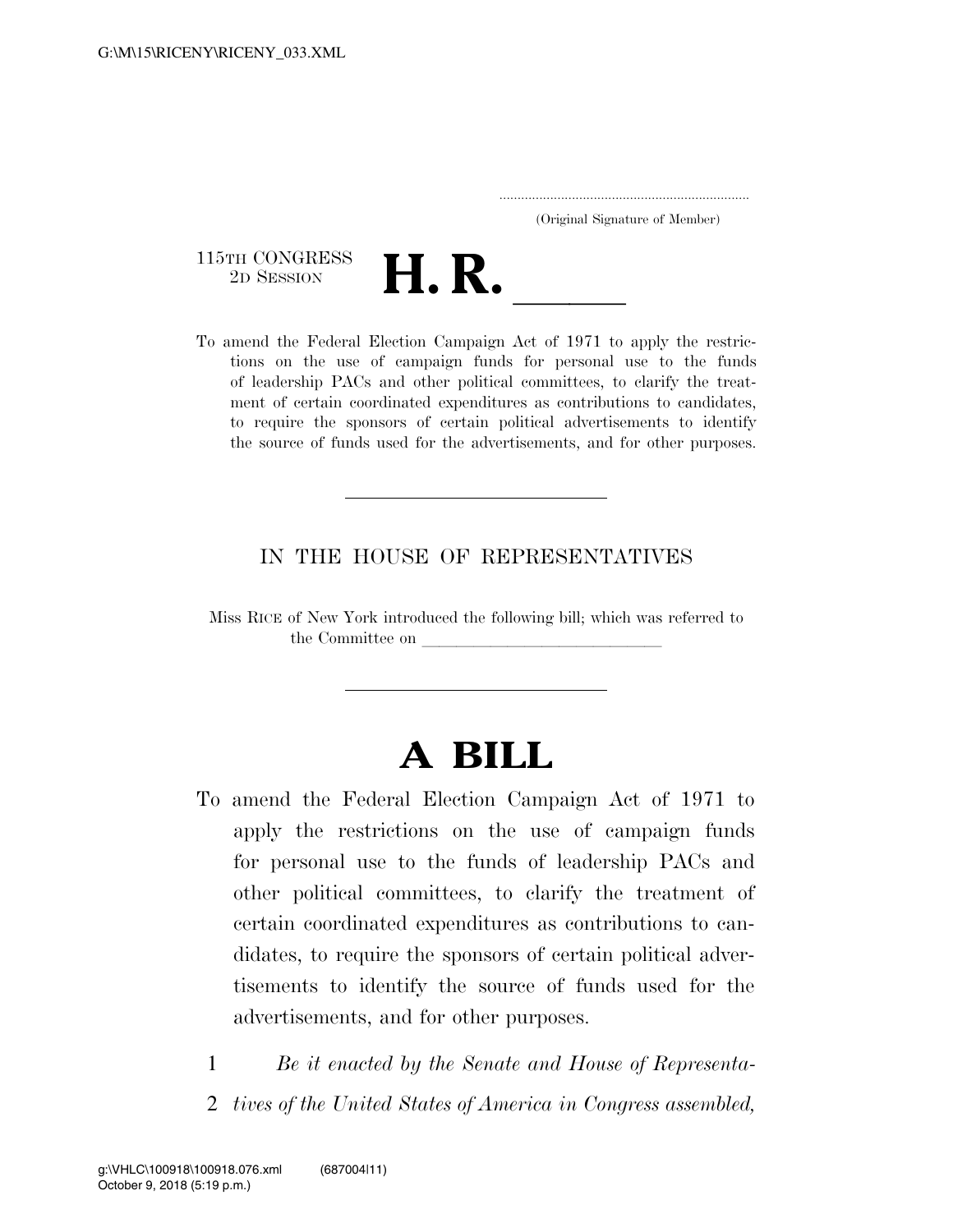(Original Signature of Member)

115TH CONGRESS
2D SESSION

# H. R. \_\_\_\_\_

To amend the Federal Election Campaign Act of 1971 to apply the restrictions on the use of campaign funds for personal use to the funds of leadership PACs and other political committees, to clarify the treatment of certain coordinated expenditures as contributions to candidates, to require the sponsors of certain political advertisements to identify the source of funds used for the advertisements, and for other purposes.

---

IN THE HOUSE OF REPRESENTATIVES

Miss RICE of New York introduced the following bill; which was referred to the Committee on \_\_\_\_\_\_\_\_\_\_\_\_\_\_\_\_\_\_\_\_\_\_\_\_\_\_\_\_

---

# A BILL

To amend the Federal Election Campaign Act of 1971 to apply the restrictions on the use of campaign funds for personal use to the funds of leadership PACs and other political committees, to clarify the treatment of certain coordinated expenditures as contributions to candidates, to require the sponsors of certain political advertisements to identify the source of funds used for the advertisements, and for other purposes.

1 *Be it enacted by the Senate and House of Representa-*
2 *tives of the United States of America in Congress assembled,*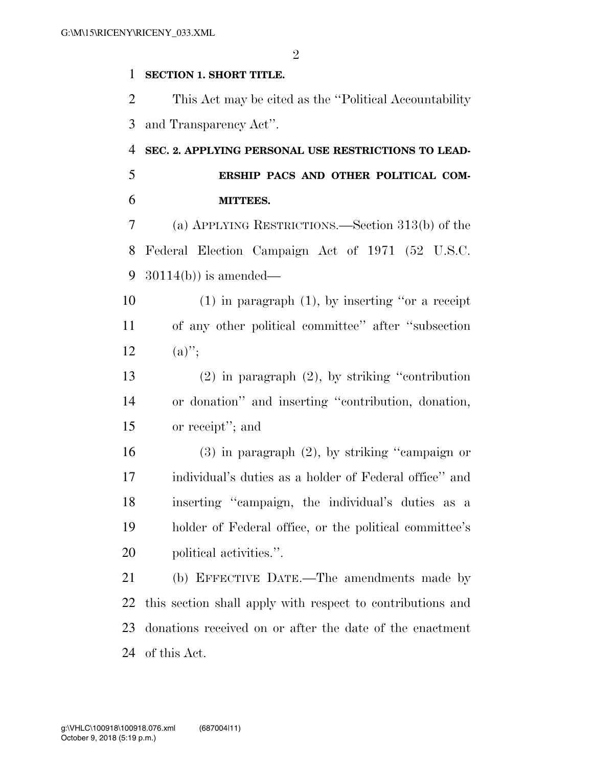**SECTION 1. SHORT TITLE.**

This Act may be cited as the ''Political Accountability and Transparency Act''.

**SEC. 2. APPLYING PERSONAL USE RESTRICTIONS TO LEADERSHIP PACS AND OTHER POLITICAL COMMITTEES.**

(a) APPLYING RESTRICTIONS.—Section 313(b) of the Federal Election Campaign Act of 1971 (52 U.S.C. 30114(b)) is amended—

(1) in paragraph (1), by inserting ''or a receipt of any other political committee'' after ''subsection (a)'';

(2) in paragraph (2), by striking ''contribution or donation'' and inserting ''contribution, donation, or receipt''; and

(3) in paragraph (2), by striking ''campaign or individual's duties as a holder of Federal office'' and inserting ''campaign, the individual's duties as a holder of Federal office, or the political committee's political activities.''.

(b) EFFECTIVE DATE.—The amendments made by this section shall apply with respect to contributions and donations received on or after the date of the enactment of this Act.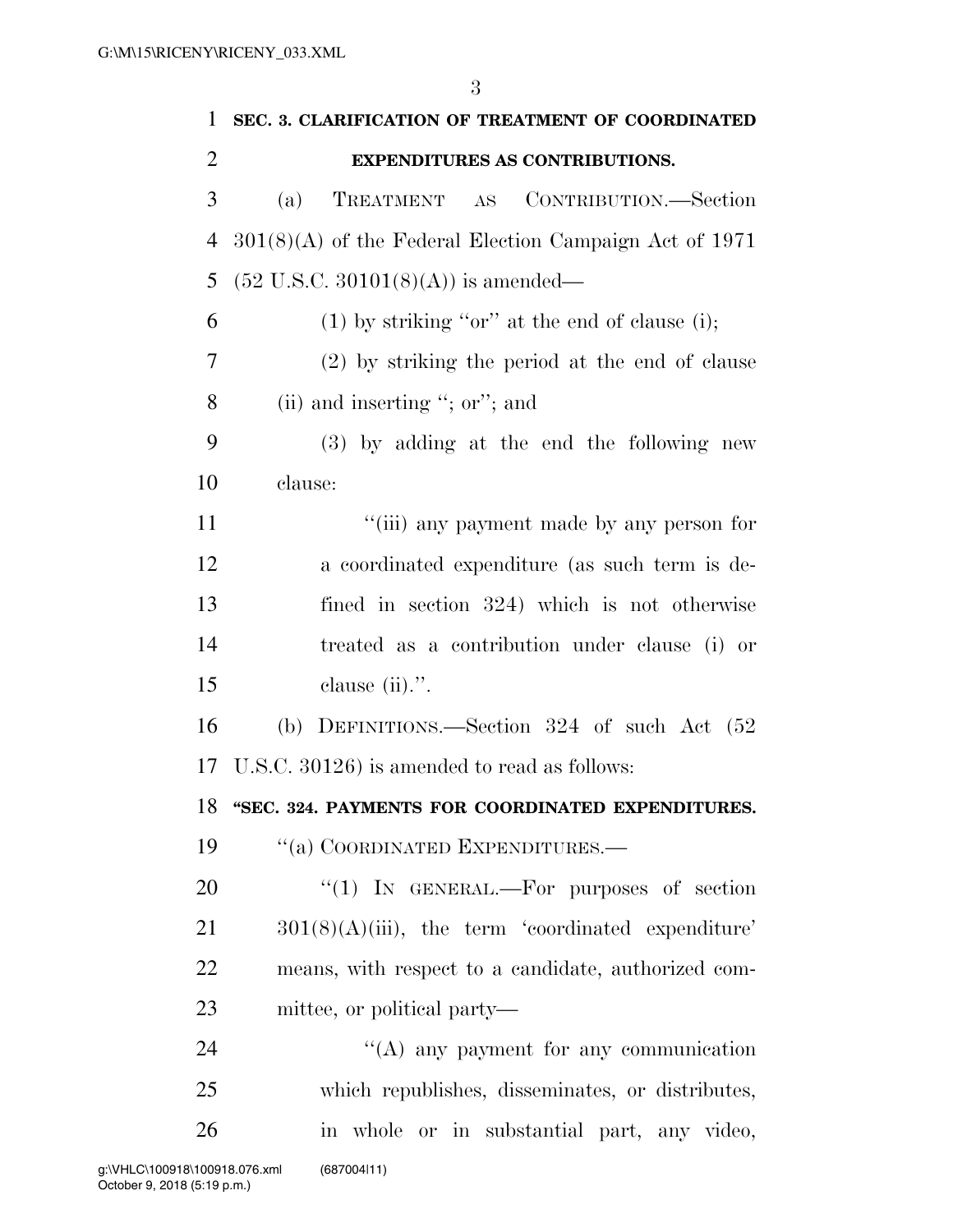**SEC. 3. CLARIFICATION OF TREATMENT OF COORDINATED EXPENDITURES AS CONTRIBUTIONS.**

(a) TREATMENT AS CONTRIBUTION.—Section 301(8)(A) of the Federal Election Campaign Act of 1971 (52 U.S.C. 30101(8)(A)) is amended—

(1) by striking ''or'' at the end of clause (i);

(2) by striking the period at the end of clause (ii) and inserting ''; or''; and

(3) by adding at the end the following new clause:

''(iii) any payment made by any person for a coordinated expenditure (as such term is defined in section 324) which is not otherwise treated as a contribution under clause (i) or clause (ii).''.

(b) DEFINITIONS.—Section 324 of such Act (52 U.S.C. 30126) is amended to read as follows:

**''SEC. 324. PAYMENTS FOR COORDINATED EXPENDITURES.**

''(a) COORDINATED EXPENDITURES.—

''(1) IN GENERAL.—For purposes of section 301(8)(A)(iii), the term 'coordinated expenditure' means, with respect to a candidate, authorized committee, or political party—

''(A) any payment for any communication which republishes, disseminates, or distributes, in whole or in substantial part, any video,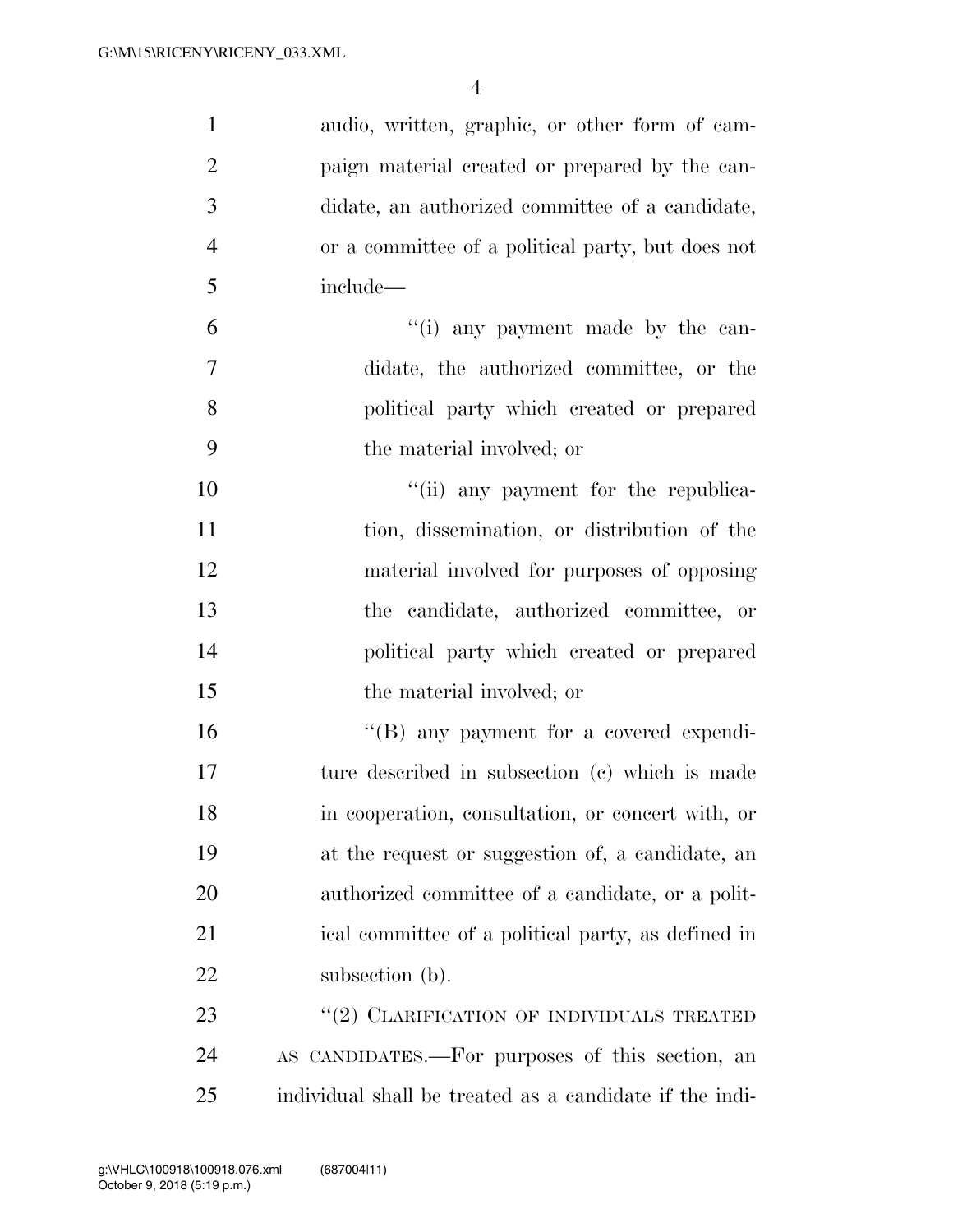audio, written, graphic, or other form of campaign material created or prepared by the candidate, an authorized committee of a candidate, or a committee of a political party, but does not include—

''(i) any payment made by the candidate, the authorized committee, or the political party which created or prepared the material involved; or

''(ii) any payment for the republication, dissemination, or distribution of the material involved for purposes of opposing the candidate, authorized committee, or political party which created or prepared the material involved; or

''(B) any payment for a covered expenditure described in subsection (c) which is made in cooperation, consultation, or concert with, or at the request or suggestion of, a candidate, an authorized committee of a candidate, or a political committee of a political party, as defined in subsection (b).

''(2) CLARIFICATION OF INDIVIDUALS TREATED AS CANDIDATES.—For purposes of this section, an individual shall be treated as a candidate if the indi-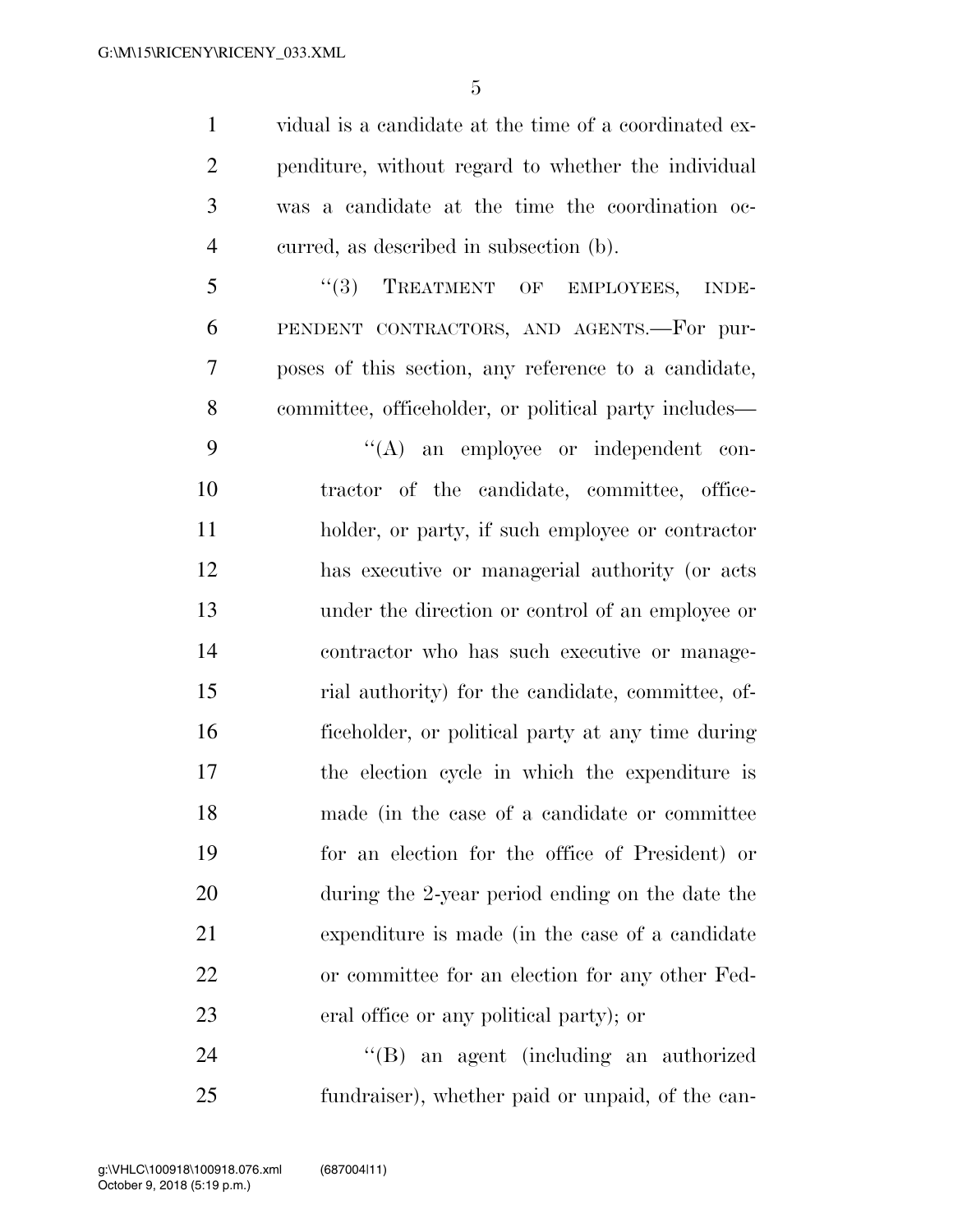vidual is a candidate at the time of a coordinated expenditure, without regard to whether the individual was a candidate at the time the coordination occurred, as described in subsection (b).

"(3) TREATMENT OF EMPLOYEES, INDEPENDENT CONTRACTORS, AND AGENTS.—For purposes of this section, any reference to a candidate, committee, officeholder, or political party includes—

"(A) an employee or independent contractor of the candidate, committee, officeholder, or party, if such employee or contractor has executive or managerial authority (or acts under the direction or control of an employee or contractor who has such executive or managerial authority) for the candidate, committee, officeholder, or political party at any time during the election cycle in which the expenditure is made (in the case of a candidate or committee for an election for the office of President) or during the 2-year period ending on the date the expenditure is made (in the case of a candidate or committee for an election for any other Federal office or any political party); or

"(B) an agent (including an authorized fundraiser), whether paid or unpaid, of the can-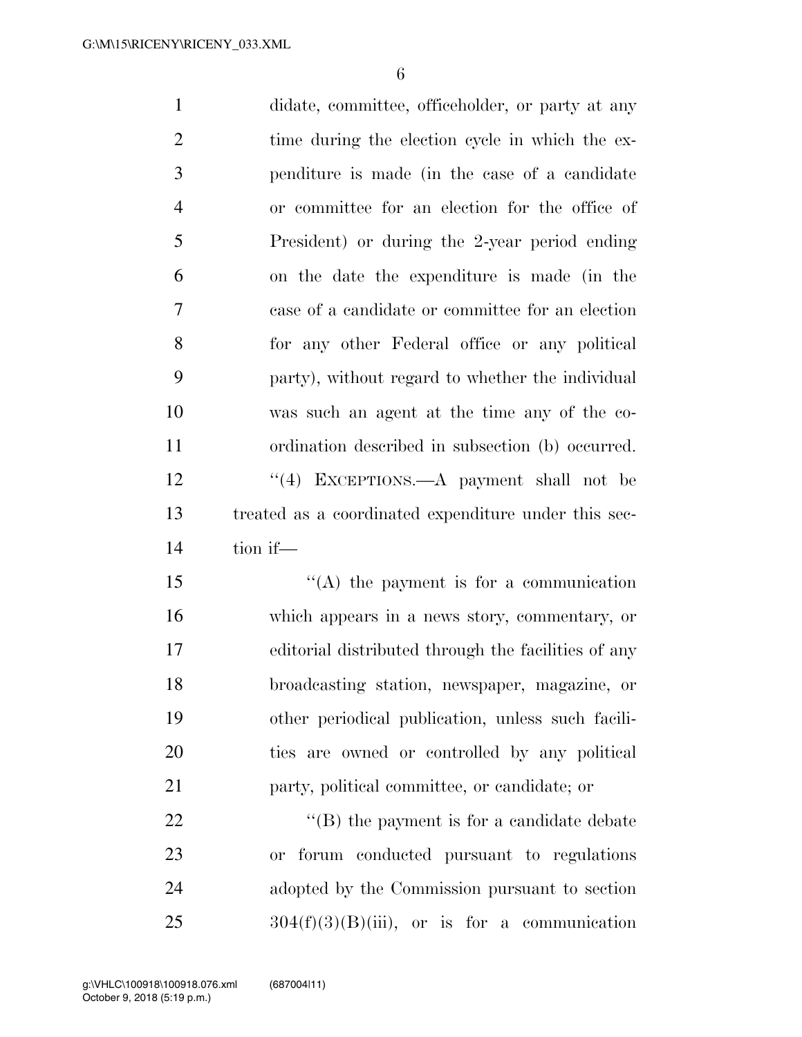didate, committee, officeholder, or party at any time during the election cycle in which the expenditure is made (in the case of a candidate or committee for an election for the office of President) or during the 2-year period ending on the date the expenditure is made (in the case of a candidate or committee for an election for any other Federal office or any political party), without regard to whether the individual was such an agent at the time any of the coordination described in subsection (b) occurred.

''(4) EXCEPTIONS.—A payment shall not be treated as a coordinated expenditure under this section if—

''(A) the payment is for a communication which appears in a news story, commentary, or editorial distributed through the facilities of any broadcasting station, newspaper, magazine, or other periodical publication, unless such facilities are owned or controlled by any political party, political committee, or candidate; or

''(B) the payment is for a candidate debate or forum conducted pursuant to regulations adopted by the Commission pursuant to section 304(f)(3)(B)(iii), or is for a communication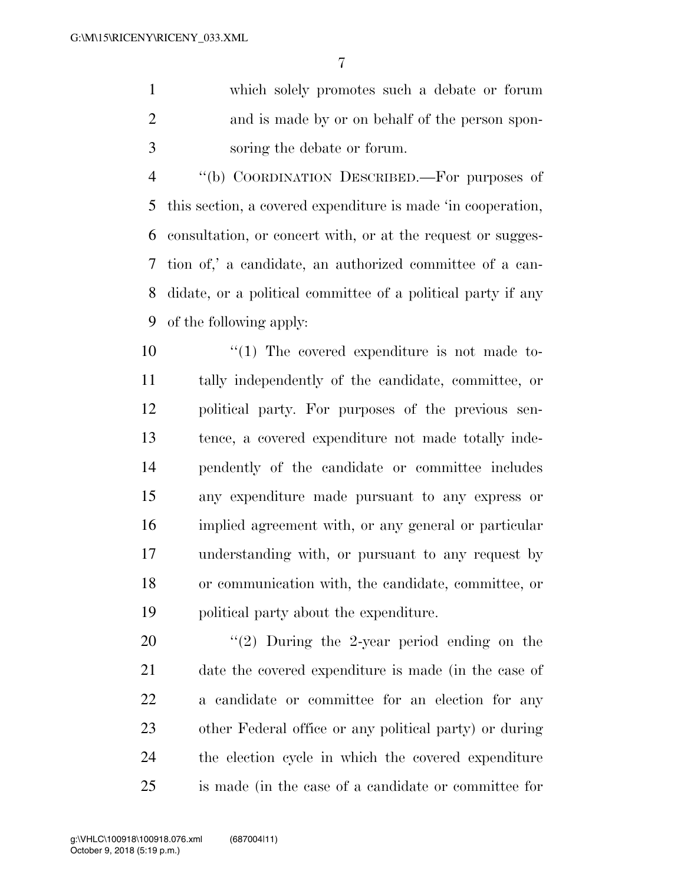which solely promotes such a debate or forum and is made by or on behalf of the person sponsoring the debate or forum.

"(b) COORDINATION DESCRIBED.—For purposes of this section, a covered expenditure is made 'in cooperation, consultation, or concert with, or at the request or suggestion of,' a candidate, an authorized committee of a candidate, or a political committee of a political party if any of the following apply:

"(1) The covered expenditure is not made totally independently of the candidate, committee, or political party. For purposes of the previous sentence, a covered expenditure not made totally independently of the candidate or committee includes any expenditure made pursuant to any express or implied agreement with, or any general or particular understanding with, or pursuant to any request by or communication with, the candidate, committee, or political party about the expenditure.

"(2) During the 2-year period ending on the date the covered expenditure is made (in the case of a candidate or committee for an election for any other Federal office or any political party) or during the election cycle in which the covered expenditure is made (in the case of a candidate or committee for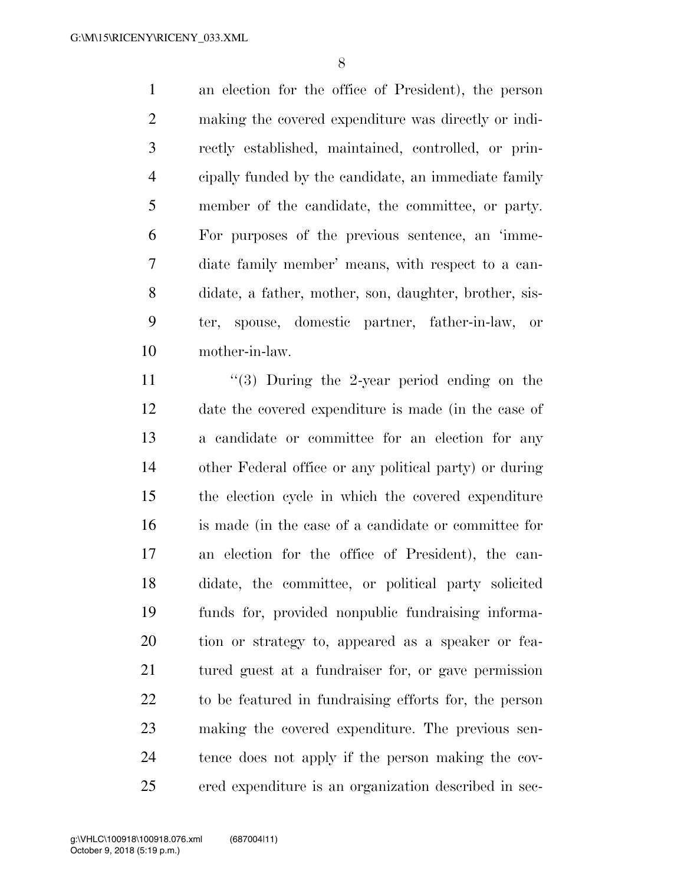an election for the office of President), the person making the covered expenditure was directly or indirectly established, maintained, controlled, or principally funded by the candidate, an immediate family member of the candidate, the committee, or party. For purposes of the previous sentence, an 'immediate family member' means, with respect to a candidate, a father, mother, son, daughter, brother, sister, spouse, domestic partner, father-in-law, or mother-in-law.

"(3) During the 2-year period ending on the date the covered expenditure is made (in the case of a candidate or committee for an election for any other Federal office or any political party) or during the election cycle in which the covered expenditure is made (in the case of a candidate or committee for an election for the office of President), the candidate, the committee, or political party solicited funds for, provided nonpublic fundraising information or strategy to, appeared as a speaker or featured guest at a fundraiser for, or gave permission to be featured in fundraising efforts for, the person making the covered expenditure. The previous sentence does not apply if the person making the covered expenditure is an organization described in sec-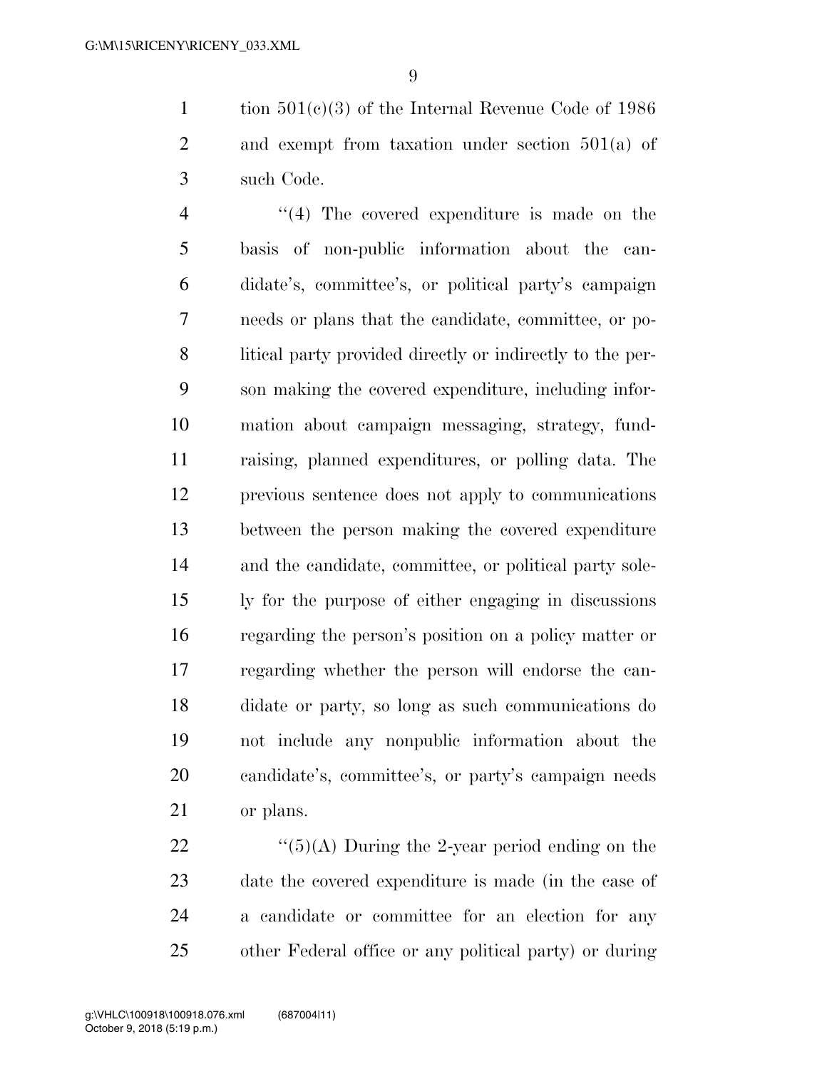tion 501(c)(3) of the Internal Revenue Code of 1986 and exempt from taxation under section 501(a) of such Code.

''(4) The covered expenditure is made on the basis of non-public information about the candidate's, committee's, or political party's campaign needs or plans that the candidate, committee, or political party provided directly or indirectly to the person making the covered expenditure, including information about campaign messaging, strategy, fundraising, planned expenditures, or polling data. The previous sentence does not apply to communications between the person making the covered expenditure and the candidate, committee, or political party solely for the purpose of either engaging in discussions regarding the person's position on a policy matter or regarding whether the person will endorse the candidate or party, so long as such communications do not include any nonpublic information about the candidate's, committee's, or party's campaign needs or plans.

''(5)(A) During the 2-year period ending on the date the covered expenditure is made (in the case of a candidate or committee for an election for any other Federal office or any political party) or during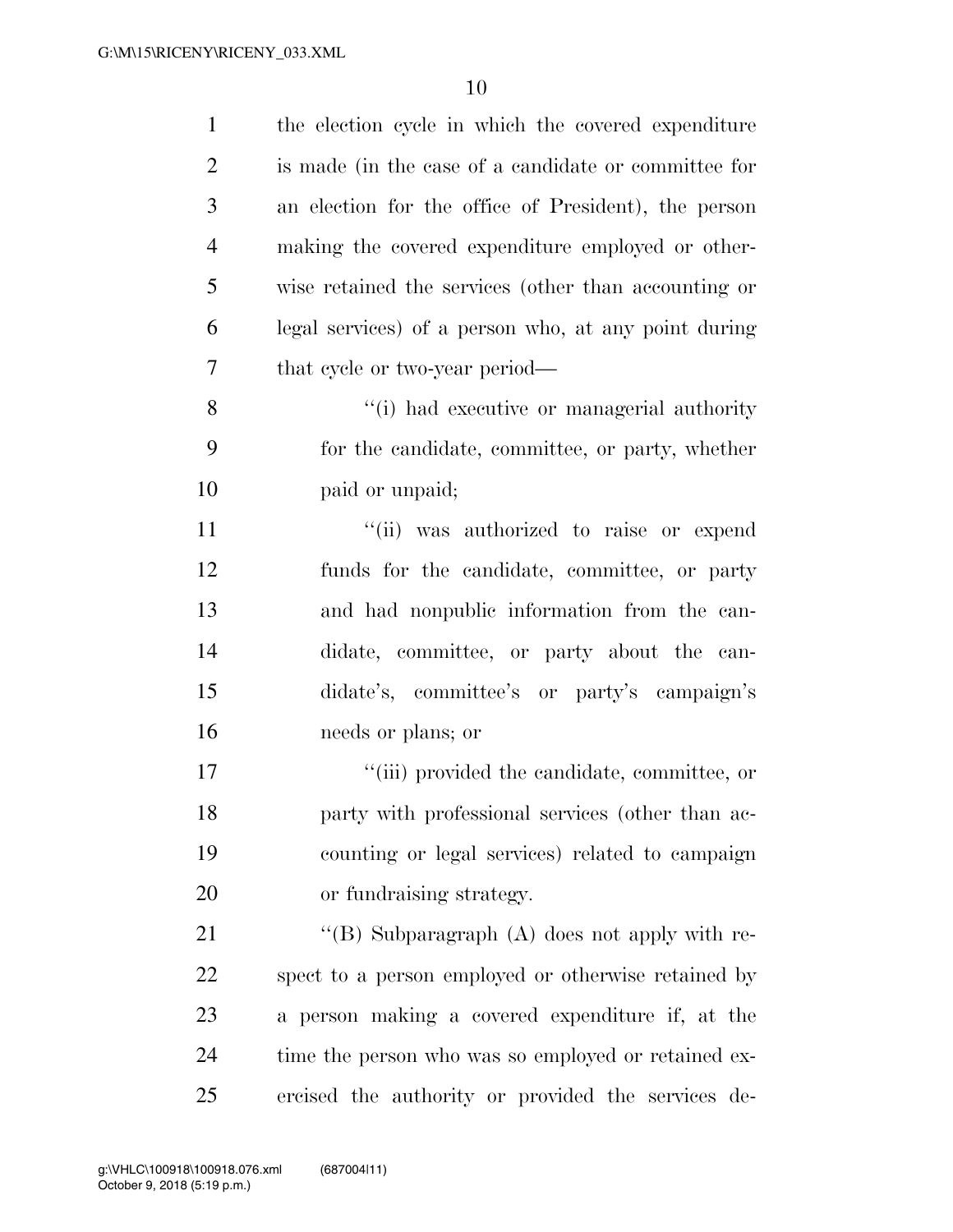the election cycle in which the covered expenditure is made (in the case of a candidate or committee for an election for the office of President), the person making the covered expenditure employed or otherwise retained the services (other than accounting or legal services) of a person who, at any point during that cycle or two-year period—

"(i) had executive or managerial authority for the candidate, committee, or party, whether paid or unpaid;

"(ii) was authorized to raise or expend funds for the candidate, committee, or party and had nonpublic information from the candidate, committee, or party about the candidate's, committee's or party's campaign's needs or plans; or

"(iii) provided the candidate, committee, or party with professional services (other than accounting or legal services) related to campaign or fundraising strategy.

"(B) Subparagraph (A) does not apply with respect to a person employed or otherwise retained by a person making a covered expenditure if, at the time the person who was so employed or retained exercised the authority or provided the services de-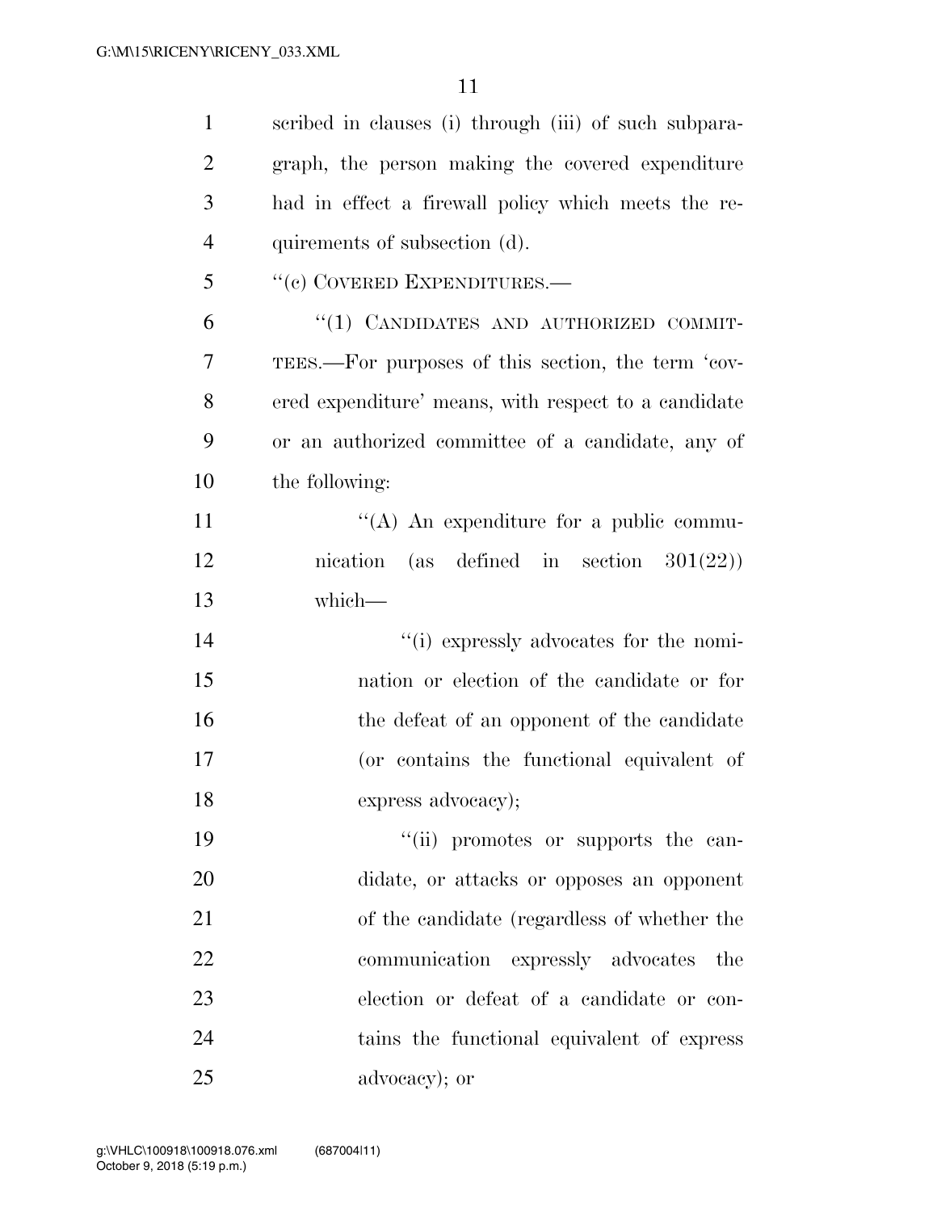scribed in clauses (i) through (iii) of such subparagraph, the person making the covered expenditure had in effect a firewall policy which meets the requirements of subsection (d).

"(c) COVERED EXPENDITURES.—

"(1) CANDIDATES AND AUTHORIZED COMMITTEES.—For purposes of this section, the term 'covered expenditure' means, with respect to a candidate or an authorized committee of a candidate, any of the following:

"(A) An expenditure for a public communication (as defined in section 301(22)) which—

"(i) expressly advocates for the nomination or election of the candidate or for the defeat of an opponent of the candidate (or contains the functional equivalent of express advocacy);

"(ii) promotes or supports the candidate, or attacks or opposes an opponent of the candidate (regardless of whether the communication expressly advocates the election or defeat of a candidate or contains the functional equivalent of express advocacy); or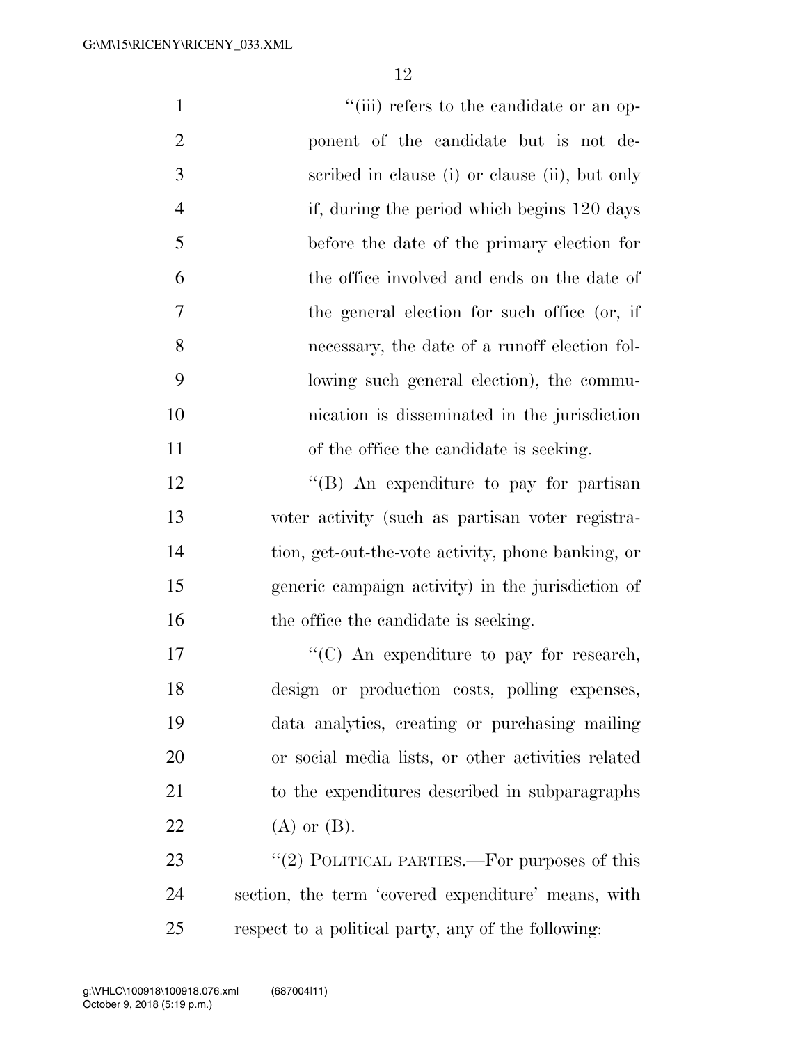"(iii) refers to the candidate or an opponent of the candidate but is not described in clause (i) or clause (ii), but only if, during the period which begins 120 days before the date of the primary election for the office involved and ends on the date of the general election for such office (or, if necessary, the date of a runoff election following such general election), the communication is disseminated in the jurisdiction of the office the candidate is seeking.

"(B) An expenditure to pay for partisan voter activity (such as partisan voter registration, get-out-the-vote activity, phone banking, or generic campaign activity) in the jurisdiction of the office the candidate is seeking.

"(C) An expenditure to pay for research, design or production costs, polling expenses, data analytics, creating or purchasing mailing or social media lists, or other activities related to the expenditures described in subparagraphs (A) or (B).

"(2) POLITICAL PARTIES.—For purposes of this section, the term 'covered expenditure' means, with respect to a political party, any of the following: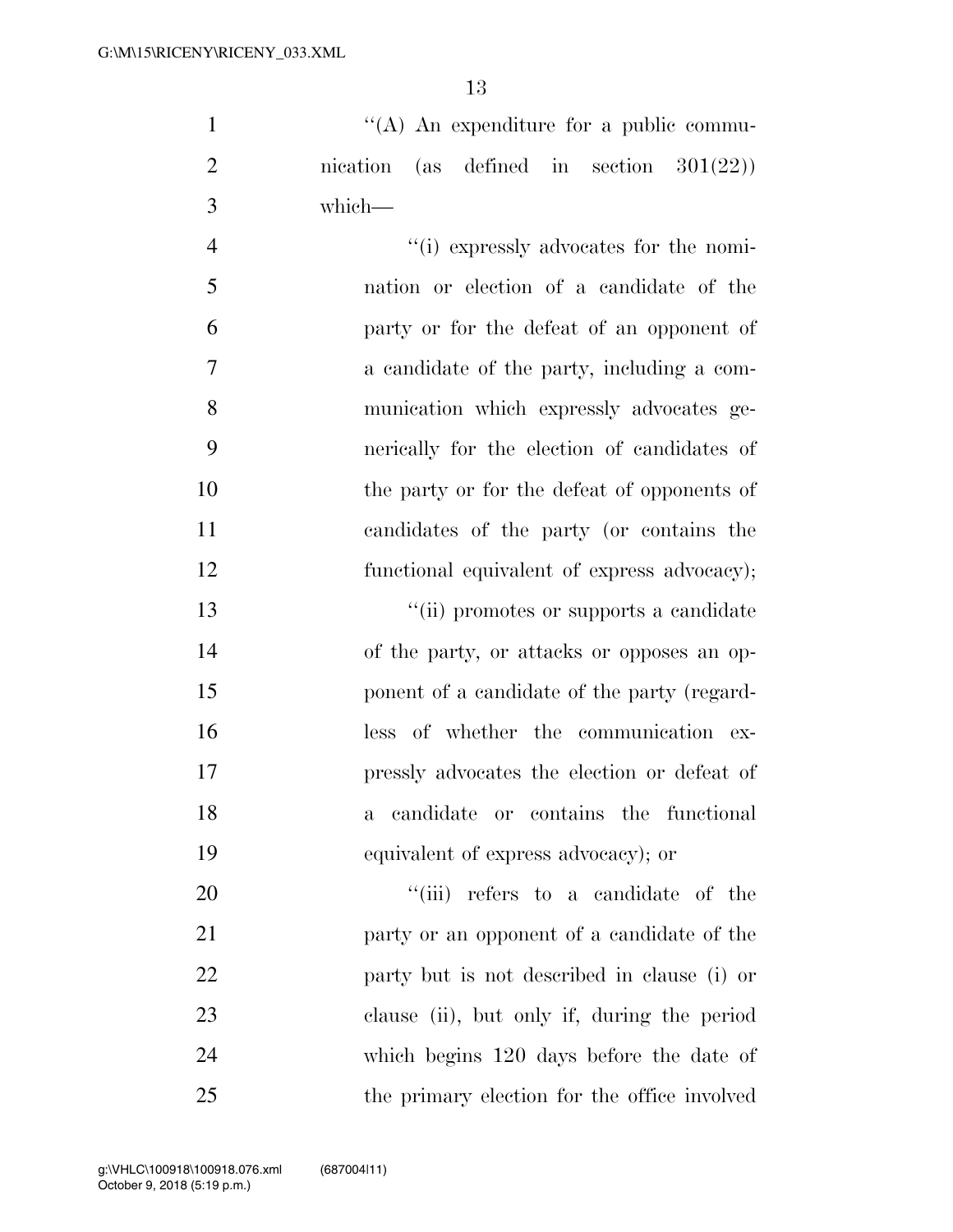''(A) An expenditure for a public communication (as defined in section 301(22)) which—

''(i) expressly advocates for the nomination or election of a candidate of the party or for the defeat of an opponent of a candidate of the party, including a communication which expressly advocates generically for the election of candidates of the party or for the defeat of opponents of candidates of the party (or contains the functional equivalent of express advocacy);

''(ii) promotes or supports a candidate of the party, or attacks or opposes an opponent of a candidate of the party (regardless of whether the communication expressly advocates the election or defeat of a candidate or contains the functional equivalent of express advocacy); or

''(iii) refers to a candidate of the party or an opponent of a candidate of the party but is not described in clause (i) or clause (ii), but only if, during the period which begins 120 days before the date of the primary election for the office involved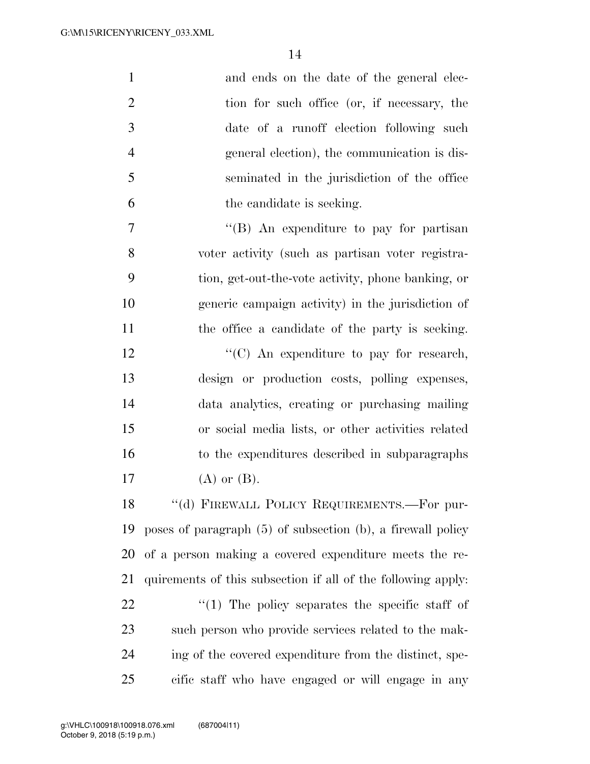and ends on the date of the general election for such office (or, if necessary, the date of a runoff election following such general election), the communication is disseminated in the jurisdiction of the office the candidate is seeking.

''(B) An expenditure to pay for partisan voter activity (such as partisan voter registration, get-out-the-vote activity, phone banking, or generic campaign activity) in the jurisdiction of the office a candidate of the party is seeking.

''(C) An expenditure to pay for research, design or production costs, polling expenses, data analytics, creating or purchasing mailing or social media lists, or other activities related to the expenditures described in subparagraphs (A) or (B).

''(d) FIREWALL POLICY REQUIREMENTS.—For purposes of paragraph (5) of subsection (b), a firewall policy of a person making a covered expenditure meets the requirements of this subsection if all of the following apply:

''(1) The policy separates the specific staff of such person who provide services related to the making of the covered expenditure from the distinct, specific staff who have engaged or will engage in any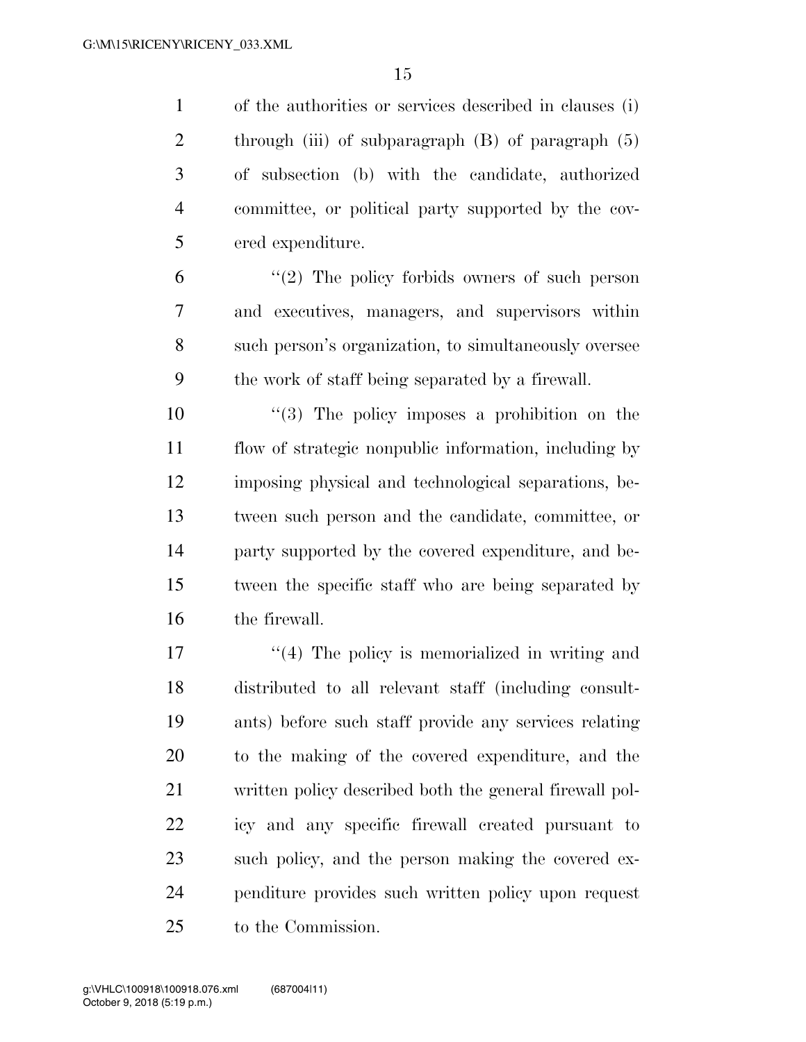of the authorities or services described in clauses (i) through (iii) of subparagraph (B) of paragraph (5) of subsection (b) with the candidate, authorized committee, or political party supported by the covered expenditure.

"(2) The policy forbids owners of such person and executives, managers, and supervisors within such person's organization, to simultaneously oversee the work of staff being separated by a firewall.

"(3) The policy imposes a prohibition on the flow of strategic nonpublic information, including by imposing physical and technological separations, between such person and the candidate, committee, or party supported by the covered expenditure, and between the specific staff who are being separated by the firewall.

"(4) The policy is memorialized in writing and distributed to all relevant staff (including consultants) before such staff provide any services relating to the making of the covered expenditure, and the written policy described both the general firewall policy and any specific firewall created pursuant to such policy, and the person making the covered expenditure provides such written policy upon request to the Commission.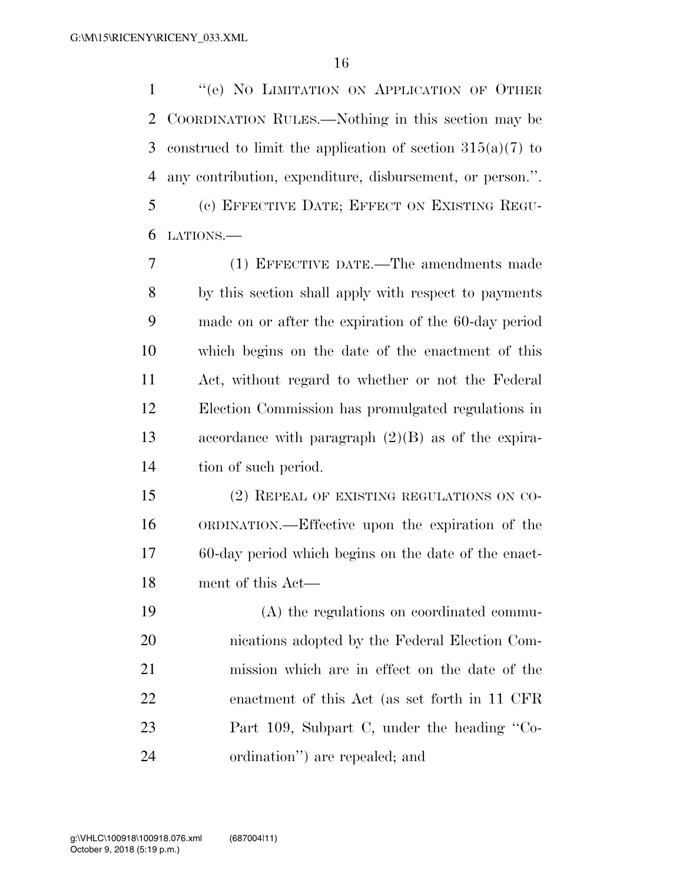"(e) NO LIMITATION ON APPLICATION OF OTHER COORDINATION RULES.—Nothing in this section may be construed to limit the application of section 315(a)(7) to any contribution, expenditure, disbursement, or person.".

(c) EFFECTIVE DATE; EFFECT ON EXISTING REGULATIONS.—

(1) EFFECTIVE DATE.—The amendments made by this section shall apply with respect to payments made on or after the expiration of the 60-day period which begins on the date of the enactment of this Act, without regard to whether or not the Federal Election Commission has promulgated regulations in accordance with paragraph (2)(B) as of the expiration of such period.

(2) REPEAL OF EXISTING REGULATIONS ON COORDINATION.—Effective upon the expiration of the 60-day period which begins on the date of the enactment of this Act—

(A) the regulations on coordinated communications adopted by the Federal Election Commission which are in effect on the date of the enactment of this Act (as set forth in 11 CFR Part 109, Subpart C, under the heading "Coordination") are repealed; and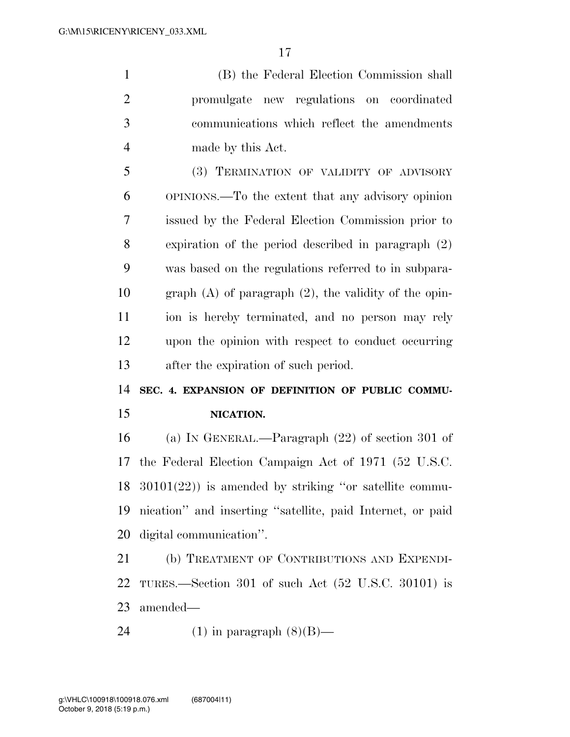(B) the Federal Election Commission shall promulgate new regulations on coordinated communications which reflect the amendments made by this Act.

(3) TERMINATION OF VALIDITY OF ADVISORY OPINIONS.—To the extent that any advisory opinion issued by the Federal Election Commission prior to expiration of the period described in paragraph (2) was based on the regulations referred to in subparagraph (A) of paragraph (2), the validity of the opinion is hereby terminated, and no person may rely upon the opinion with respect to conduct occurring after the expiration of such period.

**SEC. 4. EXPANSION OF DEFINITION OF PUBLIC COMMUNICATION.**

(a) IN GENERAL.—Paragraph (22) of section 301 of the Federal Election Campaign Act of 1971 (52 U.S.C. 30101(22)) is amended by striking "or satellite communication" and inserting "satellite, paid Internet, or paid digital communication".

(b) TREATMENT OF CONTRIBUTIONS AND EXPENDITURES.—Section 301 of such Act (52 U.S.C. 30101) is amended—

(1) in paragraph (8)(B)—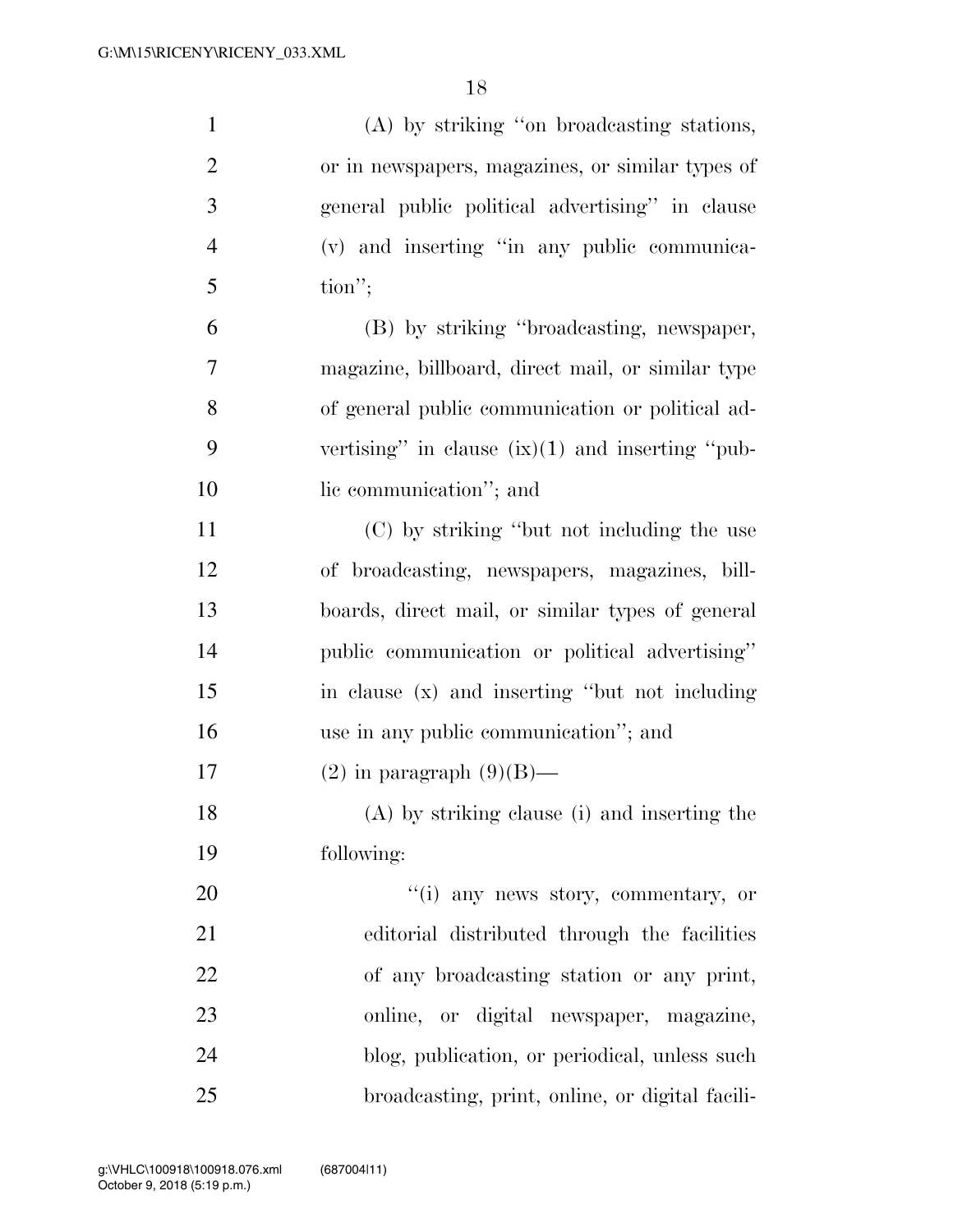(A) by striking "on broadcasting stations, or in newspapers, magazines, or similar types of general public political advertising" in clause (v) and inserting "in any public communication";

(B) by striking "broadcasting, newspaper, magazine, billboard, direct mail, or similar type of general public communication or political advertising" in clause (ix)(1) and inserting "public communication"; and

(C) by striking "but not including the use of broadcasting, newspapers, magazines, billboards, direct mail, or similar types of general public communication or political advertising" in clause (x) and inserting "but not including use in any public communication"; and

(2) in paragraph (9)(B)—

(A) by striking clause (i) and inserting the following:

"(i) any news story, commentary, or editorial distributed through the facilities of any broadcasting station or any print, online, or digital newspaper, magazine, blog, publication, or periodical, unless such broadcasting, print, online, or digital facili-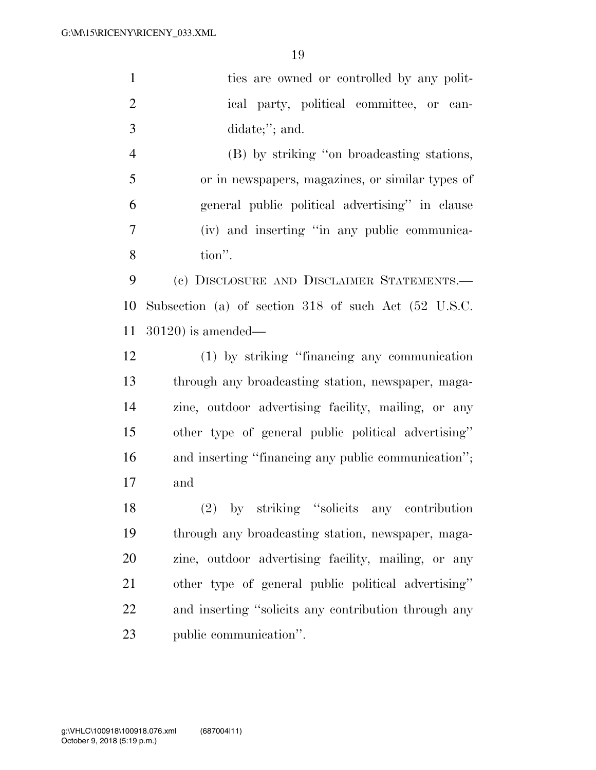ties are owned or controlled by any political party, political committee, or candidate;''; and.

(B) by striking ''on broadcasting stations, or in newspapers, magazines, or similar types of general public political advertising'' in clause (iv) and inserting ''in any public communication''.

(c) DISCLOSURE AND DISCLAIMER STATEMENTS.— Subsection (a) of section 318 of such Act (52 U.S.C. 30120) is amended—

(1) by striking ''financing any communication through any broadcasting station, newspaper, magazine, outdoor advertising facility, mailing, or any other type of general public political advertising'' and inserting ''financing any public communication''; and

(2) by striking ''solicits any contribution through any broadcasting station, newspaper, magazine, outdoor advertising facility, mailing, or any other type of general public political advertising'' and inserting ''solicits any contribution through any public communication''.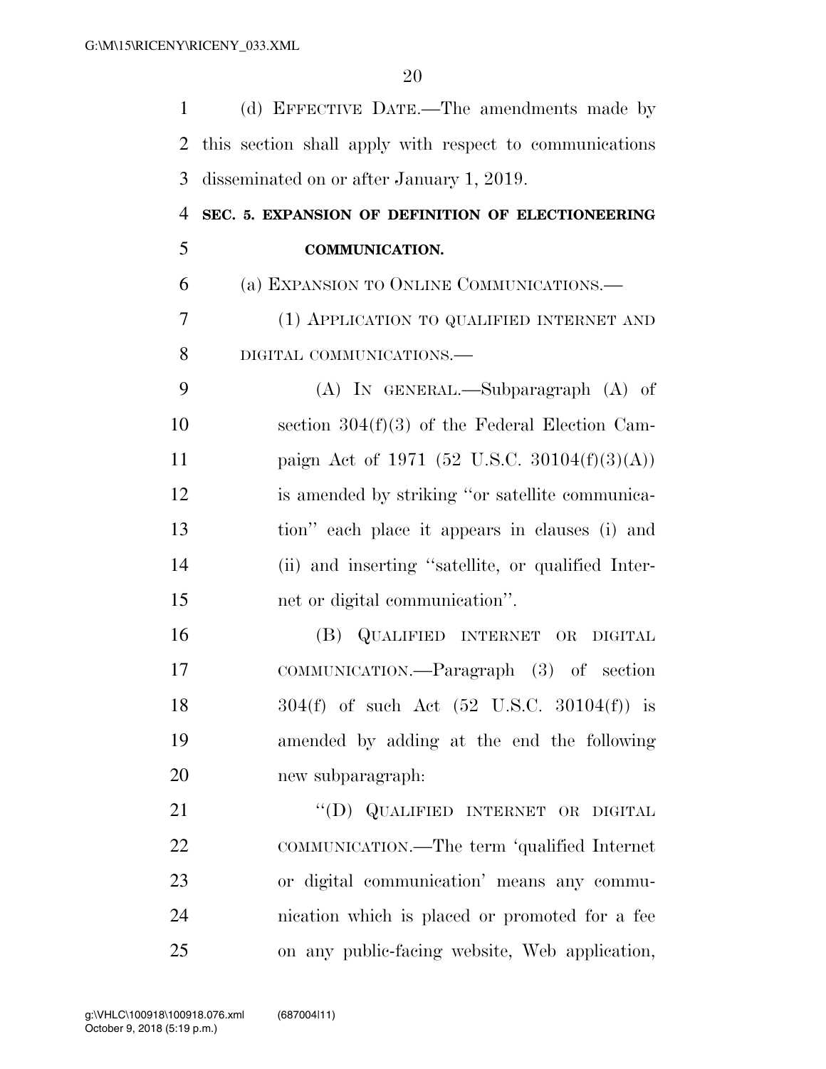(d) EFFECTIVE DATE.—The amendments made by this section shall apply with respect to communications disseminated on or after January 1, 2019.

**SEC. 5. EXPANSION OF DEFINITION OF ELECTIONEERING COMMUNICATION.**

(a) EXPANSION TO ONLINE COMMUNICATIONS.—

(1) APPLICATION TO QUALIFIED INTERNET AND DIGITAL COMMUNICATIONS.—

(A) IN GENERAL.—Subparagraph (A) of section 304(f)(3) of the Federal Election Campaign Act of 1971 (52 U.S.C. 30104(f)(3)(A)) is amended by striking "or satellite communication" each place it appears in clauses (i) and (ii) and inserting "satellite, or qualified Internet or digital communication".

(B) QUALIFIED INTERNET OR DIGITAL COMMUNICATION.—Paragraph (3) of section 304(f) of such Act (52 U.S.C. 30104(f)) is amended by adding at the end the following new subparagraph:

"(D) QUALIFIED INTERNET OR DIGITAL COMMUNICATION.—The term 'qualified Internet or digital communication' means any communication which is placed or promoted for a fee on any public-facing website, Web application,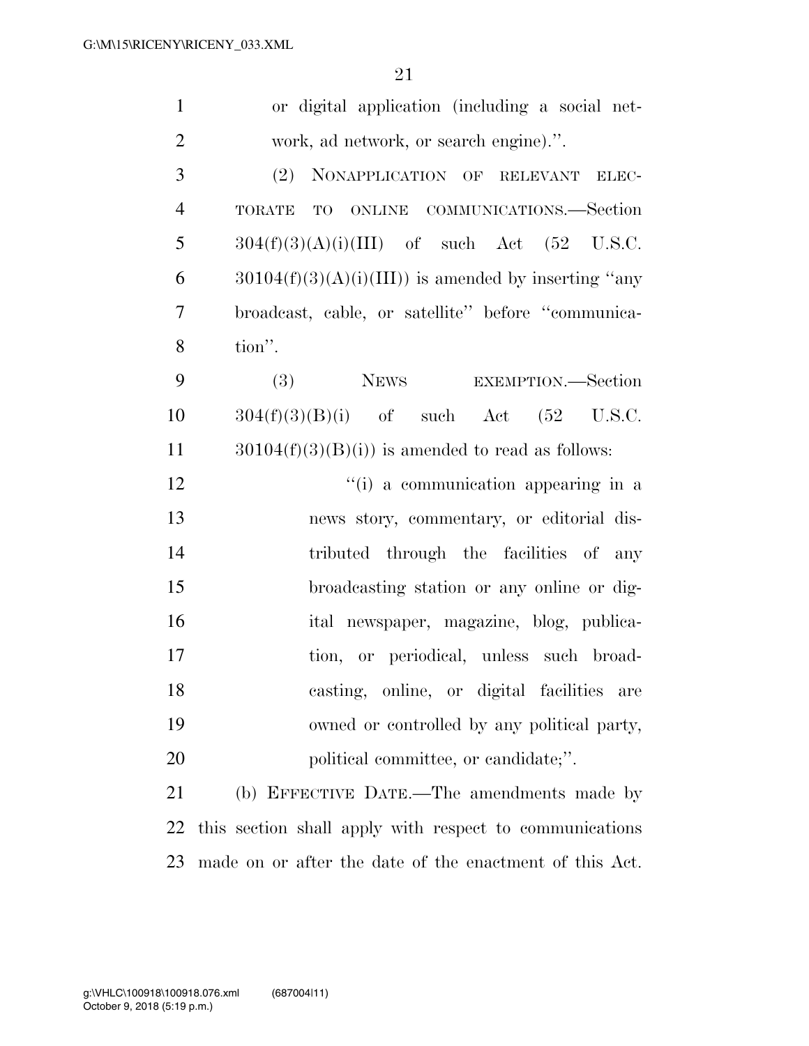or digital application (including a social network, ad network, or search engine).''.

(2) NONAPPLICATION OF RELEVANT ELECTORATE TO ONLINE COMMUNICATIONS.—Section 304(f)(3)(A)(i)(III) of such Act (52 U.S.C. 30104(f)(3)(A)(i)(III)) is amended by inserting ''any broadcast, cable, or satellite'' before ''communication''.

(3) NEWS EXEMPTION.—Section 304(f)(3)(B)(i) of such Act (52 U.S.C. 30104(f)(3)(B)(i)) is amended to read as follows:

''(i) a communication appearing in a news story, commentary, or editorial distributed through the facilities of any broadcasting station or any online or digital newspaper, magazine, blog, publication, or periodical, unless such broadcasting, online, or digital facilities are owned or controlled by any political party, political committee, or candidate;''.

(b) EFFECTIVE DATE.—The amendments made by this section shall apply with respect to communications made on or after the date of the enactment of this Act.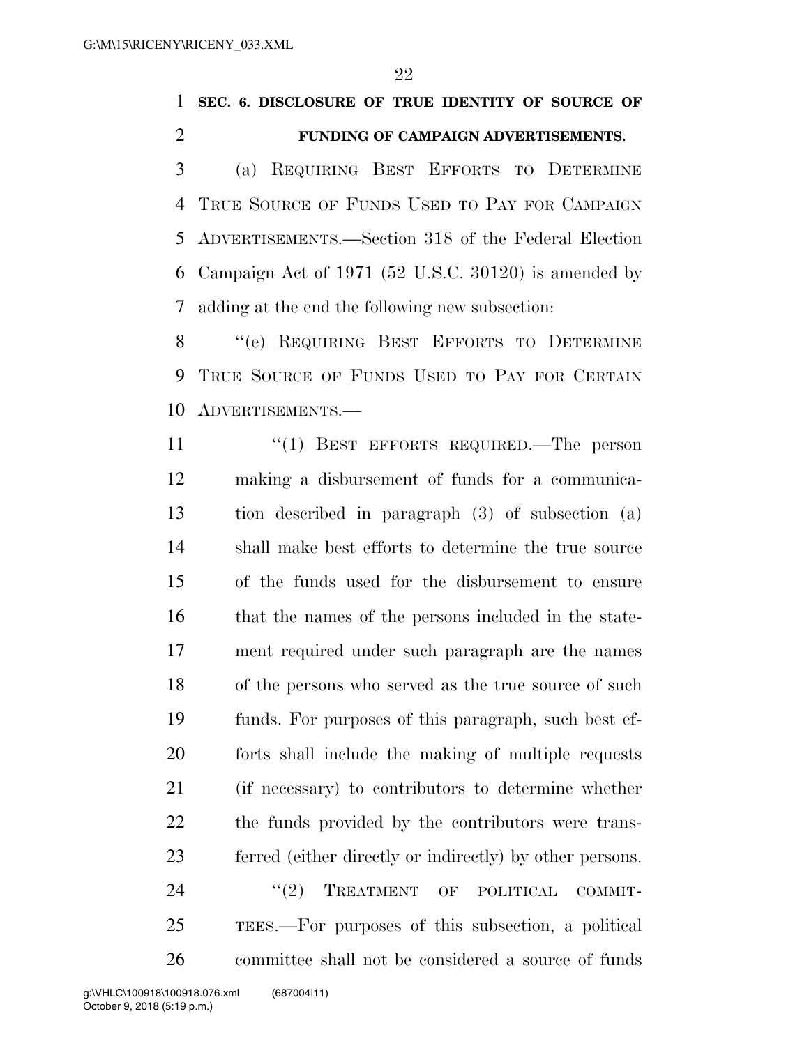**SEC. 6. DISCLOSURE OF TRUE IDENTITY OF SOURCE OF FUNDING OF CAMPAIGN ADVERTISEMENTS.**

(a) REQUIRING BEST EFFORTS TO DETERMINE TRUE SOURCE OF FUNDS USED TO PAY FOR CAMPAIGN ADVERTISEMENTS.—Section 318 of the Federal Election Campaign Act of 1971 (52 U.S.C. 30120) is amended by adding at the end the following new subsection:

"(e) REQUIRING BEST EFFORTS TO DETERMINE TRUE SOURCE OF FUNDS USED TO PAY FOR CERTAIN ADVERTISEMENTS.—

"(1) BEST EFFORTS REQUIRED.—The person making a disbursement of funds for a communication described in paragraph (3) of subsection (a) shall make best efforts to determine the true source of the funds used for the disbursement to ensure that the names of the persons included in the statement required under such paragraph are the names of the persons who served as the true source of such funds. For purposes of this paragraph, such best efforts shall include the making of multiple requests (if necessary) to contributors to determine whether the funds provided by the contributors were transferred (either directly or indirectly) by other persons.

"(2) TREATMENT OF POLITICAL COMMITTEES.—For purposes of this subsection, a political committee shall not be considered a source of funds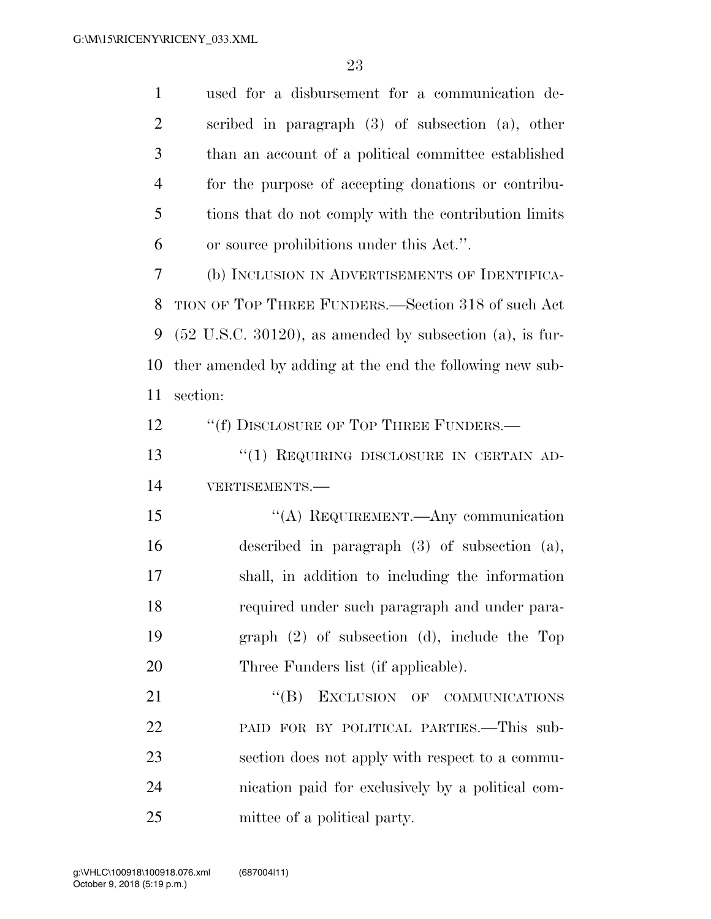used for a disbursement for a communication described in paragraph (3) of subsection (a), other than an account of a political committee established for the purpose of accepting donations or contributions that do not comply with the contribution limits or source prohibitions under this Act.''.

(b) INCLUSION IN ADVERTISEMENTS OF IDENTIFICATION OF TOP THREE FUNDERS.—Section 318 of such Act (52 U.S.C. 30120), as amended by subsection (a), is further amended by adding at the end the following new subsection:

''(f) DISCLOSURE OF TOP THREE FUNDERS.—

''(1) REQUIRING DISCLOSURE IN CERTAIN ADVERTISEMENTS.—

''(A) REQUIREMENT.—Any communication described in paragraph (3) of subsection (a), shall, in addition to including the information required under such paragraph and under paragraph (2) of subsection (d), include the Top Three Funders list (if applicable).

''(B) EXCLUSION OF COMMUNICATIONS PAID FOR BY POLITICAL PARTIES.—This subsection does not apply with respect to a communication paid for exclusively by a political committee of a political party.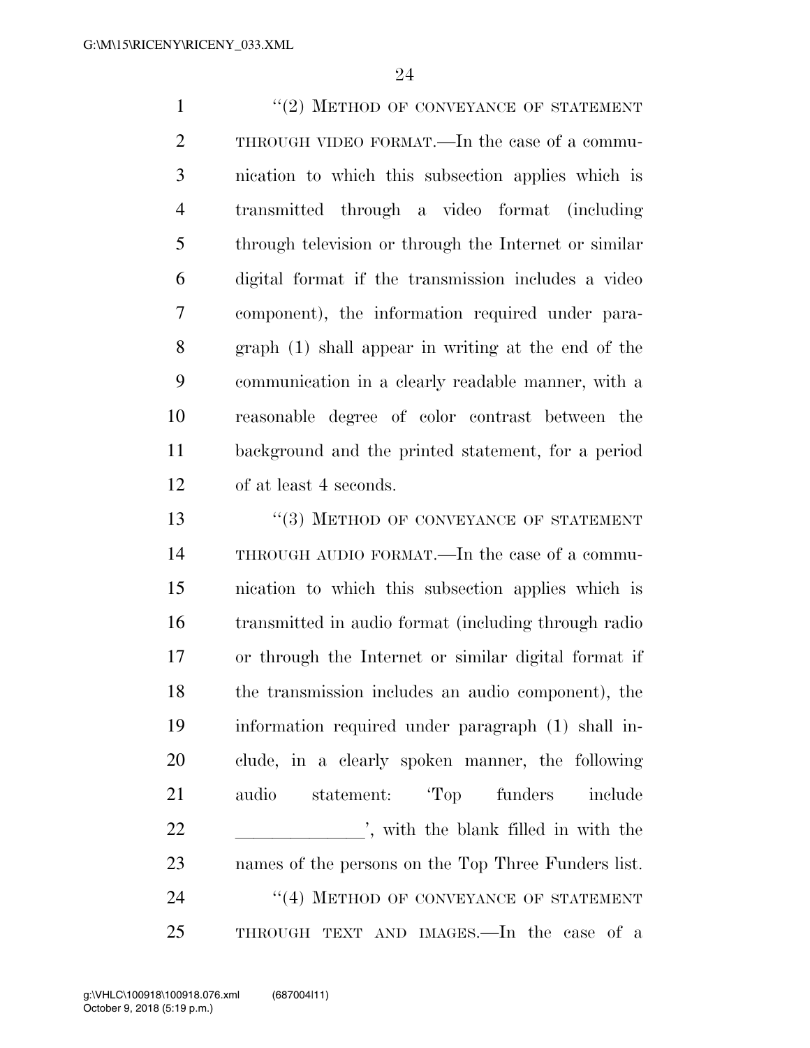"(2) METHOD OF CONVEYANCE OF STATEMENT THROUGH VIDEO FORMAT.—In the case of a communication to which this subsection applies which is transmitted through a video format (including through television or through the Internet or similar digital format if the transmission includes a video component), the information required under paragraph (1) shall appear in writing at the end of the communication in a clearly readable manner, with a reasonable degree of color contrast between the background and the printed statement, for a period of at least 4 seconds.

"(3) METHOD OF CONVEYANCE OF STATEMENT THROUGH AUDIO FORMAT.—In the case of a communication to which this subsection applies which is transmitted in audio format (including through radio or through the Internet or similar digital format if the transmission includes an audio component), the information required under paragraph (1) shall include, in a clearly spoken manner, the following audio statement: 'Top funders include ______________', with the blank filled in with the names of the persons on the Top Three Funders list.

"(4) METHOD OF CONVEYANCE OF STATEMENT THROUGH TEXT AND IMAGES.—In the case of a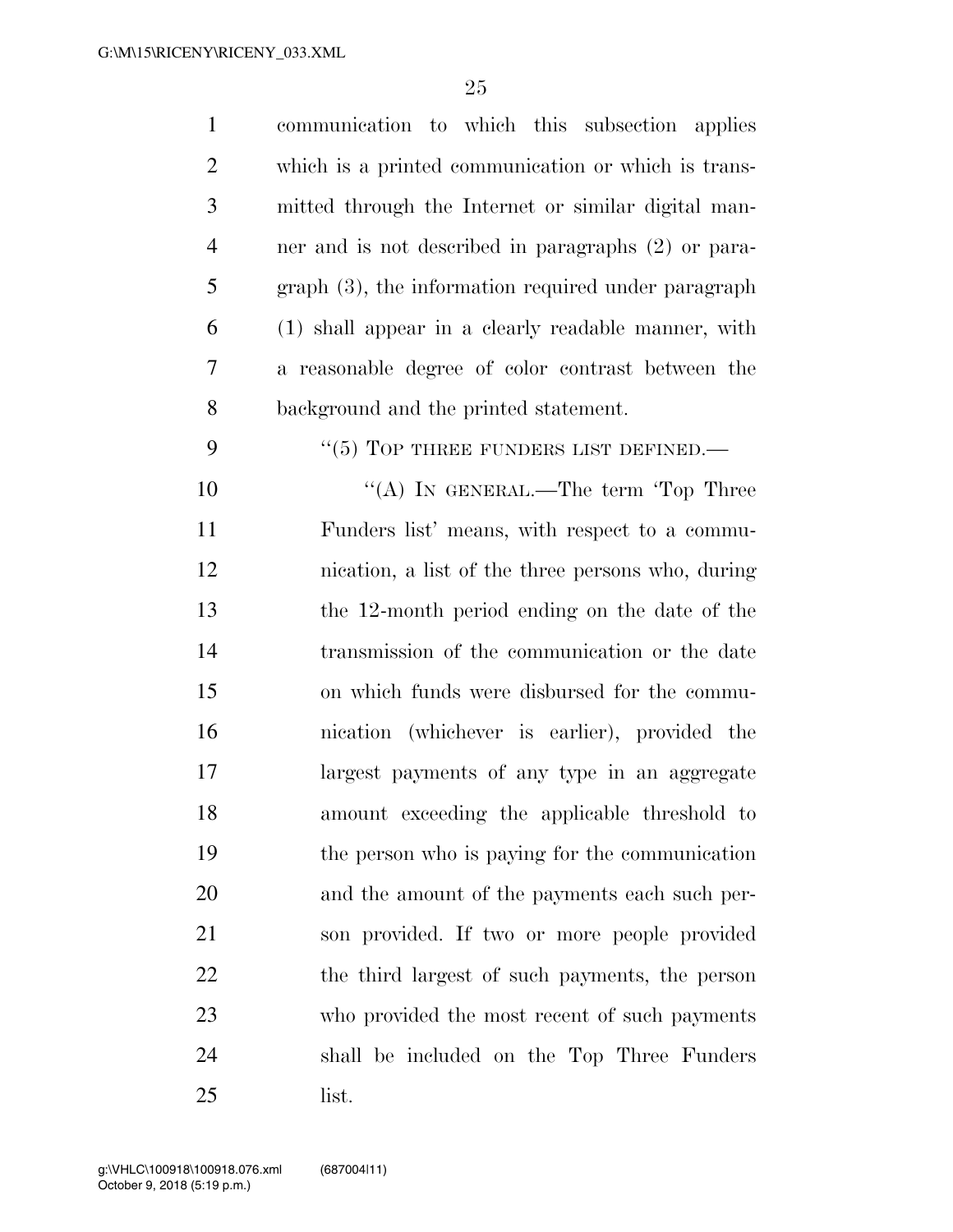communication to which this subsection applies which is a printed communication or which is transmitted through the Internet or similar digital manner and is not described in paragraphs (2) or paragraph (3), the information required under paragraph (1) shall appear in a clearly readable manner, with a reasonable degree of color contrast between the background and the printed statement.

"(5) TOP THREE FUNDERS LIST DEFINED.—

"(A) IN GENERAL.—The term 'Top Three Funders list' means, with respect to a communication, a list of the three persons who, during the 12-month period ending on the date of the transmission of the communication or the date on which funds were disbursed for the communication (whichever is earlier), provided the largest payments of any type in an aggregate amount exceeding the applicable threshold to the person who is paying for the communication and the amount of the payments each such person provided. If two or more people provided the third largest of such payments, the person who provided the most recent of such payments shall be included on the Top Three Funders list.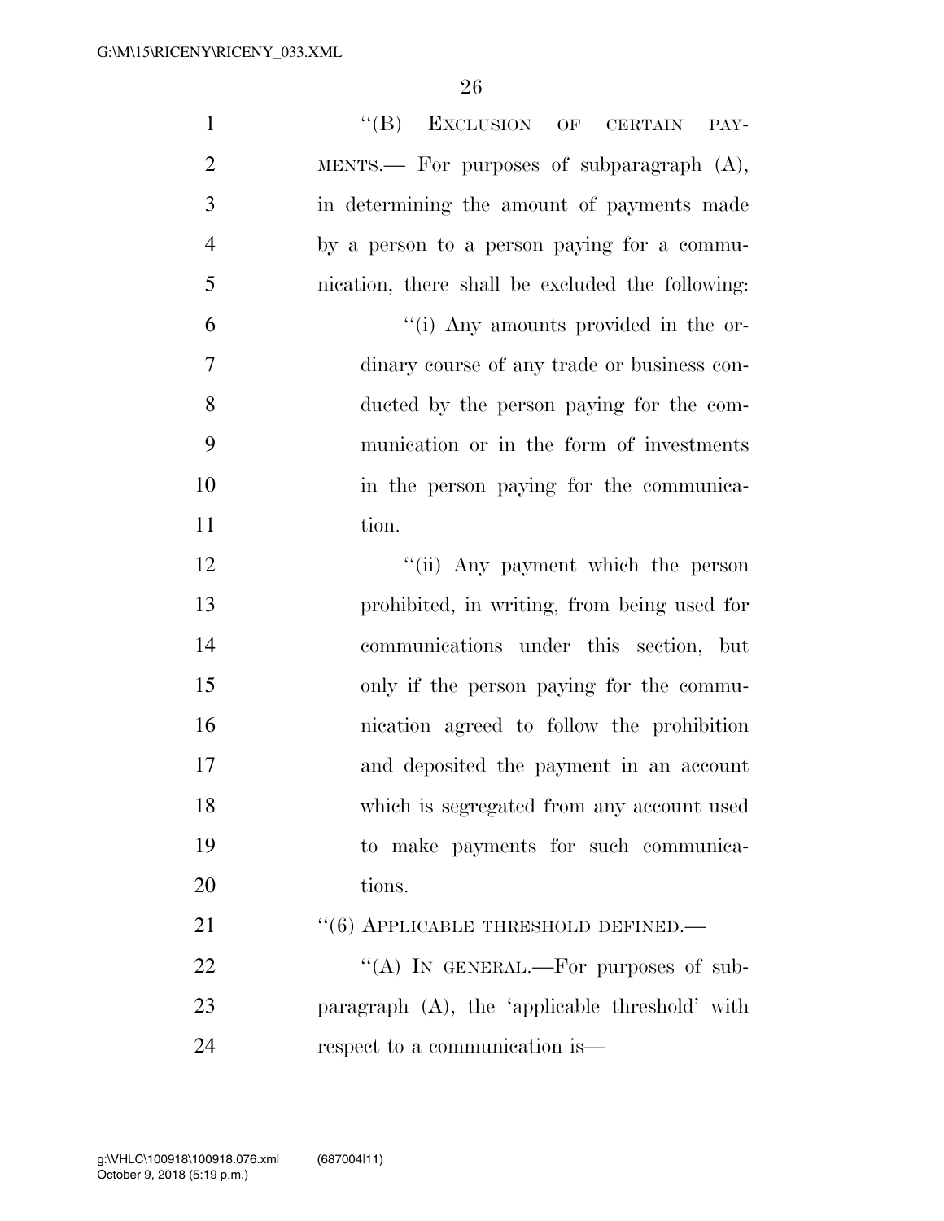"(B) EXCLUSION OF CERTAIN PAYMENTS.— For purposes of subparagraph (A), in determining the amount of payments made by a person to a person paying for a communication, there shall be excluded the following:

"(i) Any amounts provided in the ordinary course of any trade or business conducted by the person paying for the communication or in the form of investments in the person paying for the communication.

"(ii) Any payment which the person prohibited, in writing, from being used for communications under this section, but only if the person paying for the communication agreed to follow the prohibition and deposited the payment in an account which is segregated from any account used to make payments for such communications.

"(6) APPLICABLE THRESHOLD DEFINED.—

"(A) IN GENERAL.—For purposes of subparagraph (A), the 'applicable threshold' with respect to a communication is—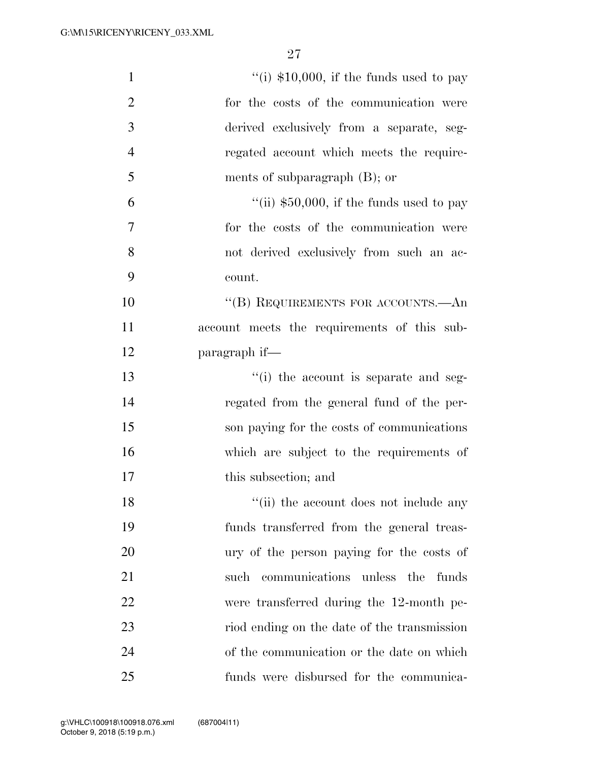"(i) $10,000, if the funds used to pay for the costs of the communication were derived exclusively from a separate, segregated account which meets the requirements of subparagraph (B); or

"(ii) $50,000, if the funds used to pay for the costs of the communication were not derived exclusively from such an account.

"(B) REQUIREMENTS FOR ACCOUNTS.—An account meets the requirements of this subparagraph if—

"(i) the account is separate and segregated from the general fund of the person paying for the costs of communications which are subject to the requirements of this subsection; and

"(ii) the account does not include any funds transferred from the general treasury of the person paying for the costs of such communications unless the funds were transferred during the 12-month period ending on the date of the transmission of the communication or the date on which funds were disbursed for the communica-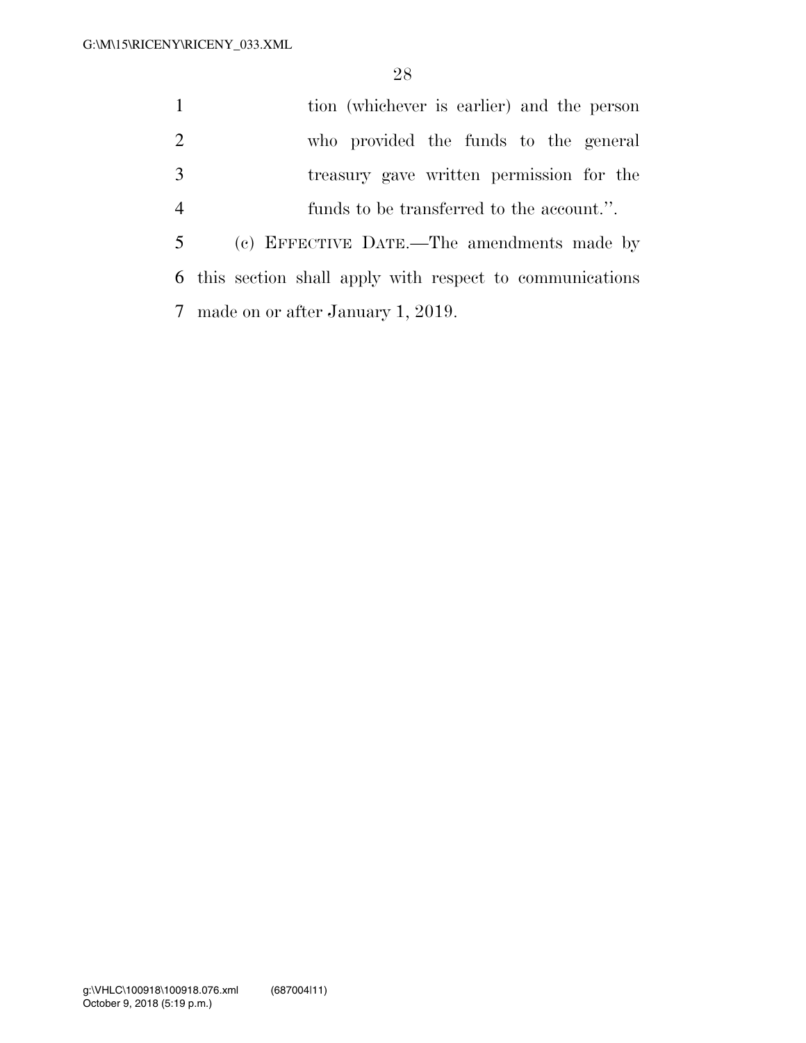tion (whichever is earlier) and the person who provided the funds to the general treasury gave written permission for the funds to be transferred to the account.''.

(c) EFFECTIVE DATE.—The amendments made by this section shall apply with respect to communications made on or after January 1, 2019.